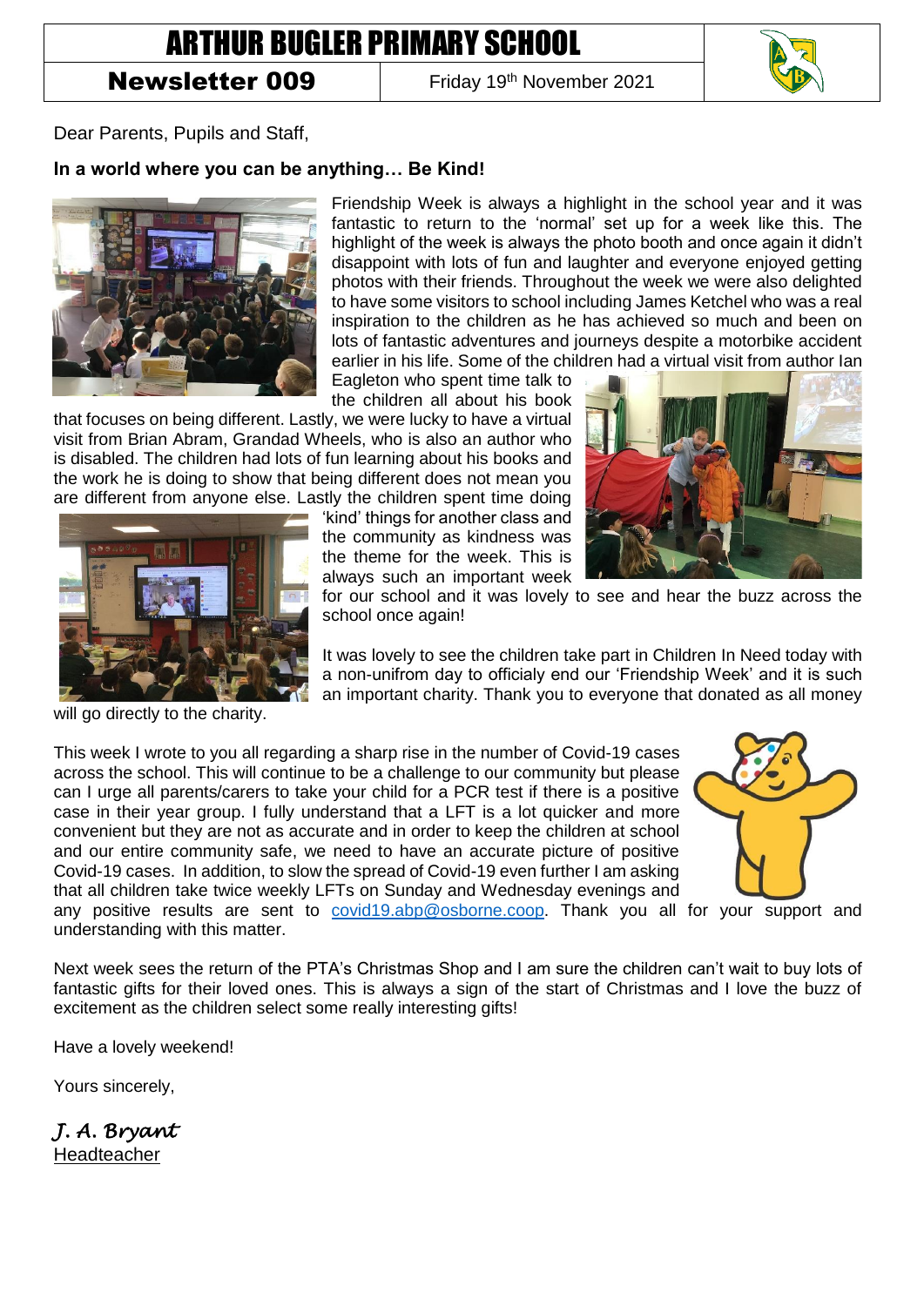# ARTHUR BUGLER PRIMARY SCHOOL

**Newsletter 009** | Friday 19th November 2021

Dear Parents, Pupils and Staff,

**In a world where you can be anything… Be Kind!**

Friendship Week is always a highlight in the school year and it was fantastic to return to the 'normal' set up for a week like this. The highlight of the week is always the photo booth and once again it didn't disappoint with lots of fun and laughter and everyone enjoyed getting photos with their friends. Throughout the week we were also delighted to have some visitors to school including James Ketchel who was a real inspiration to the children as he has achieved so much and been on lots of fantastic adventures and journeys despite a motorbike accident earlier in his life. Some of the children had a virtual visit from author Ian Eagleton who spent time talk to the children all about his book that focuses on being different. Lastly, we were lucky to have a virtual visit from Brian Abram, Grandad Wheels, who is also an author who is disabled. The children had lots of fun learning about his books and the work he is doing to show that being different does not mean you are different from anyone else. Lastly the children spent time doing 'kind' things for another class and the community as kindness was the theme for the week. This is always such an important week for our school and it was lovely to see and hear the buzz across the school once again!

It was lovely to see the children take part in Children In Need today with a non-unifrom day to officialy end our 'Friendship Week' and it is such an important charity. Thank you to everyone that donated as all money will go directly to the charity.

This week I wrote to you all regarding a sharp rise in the number of Covid-19 cases across the school. This will continue to be a challenge to our community but please can I urge all parents/carers to take your child for a PCR test if there is a positive case in their year group. I fully understand that a LFT is a lot quicker and more convenient but they are not as accurate and in order to keep the children at school and our entire community safe, we need to have an accurate picture of positive Covid-19 cases. In addition, to slow the spread of Covid-19 even further I am asking that all children take twice weekly LFTs on Sunday and Wednesday evenings and any positive results are sent to covid19.abp@osborne.coop. Thank you all for your support and understanding with this matter.

Next week sees the return of the PTA's Christmas Shop and I am sure the children can't wait to buy lots of fantastic gifts for their loved ones. This is always a sign of the start of Christmas and I love the buzz of excitement as the children select some really interesting gifts!

Have a lovely weekend!

Yours sincerely,

*J. A. Bryant*
Headteacher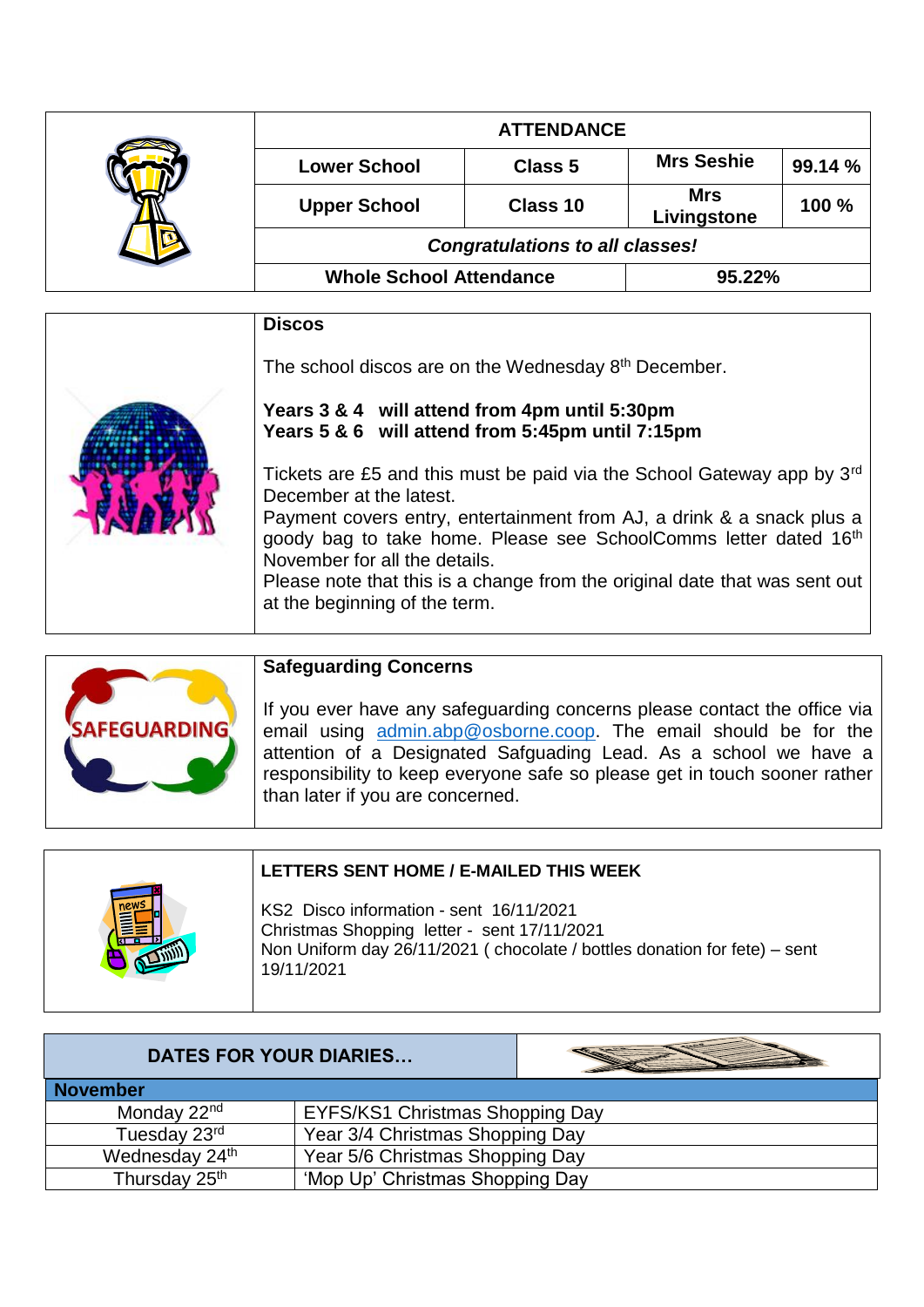## ATTENDANCE

| | | | |
|---|---|---|---|
| **Lower School** | **Class 5** | **Mrs Seshie** | **99.14 %** |
| **Upper School** | **Class 10** | **Mrs Livingstone** | **100 %** |
| ***Congratulations to all classes!*** | | | |
| **Whole School Attendance** | | **95.22%** | |

### Discos

The school discos are on the Wednesday 8th December.

**Years 3 & 4 will attend from 4pm until 5:30pm**
**Years 5 & 6 will attend from 5:45pm until 7:15pm**

Tickets are £5 and this must be paid via the School Gateway app by 3rd December at the latest.
Payment covers entry, entertainment from AJ, a drink & a snack plus a goody bag to take home. Please see SchoolComms letter dated 16th November for all the details.
Please note that this is a change from the original date that was sent out at the beginning of the term.

### Safeguarding Concerns

If you ever have any safeguarding concerns please contact the office via email using admin.abp@osborne.coop. The email should be for the attention of a Designated Safguading Lead. As a school we have a responsibility to keep everyone safe so please get in touch sooner rather than later if you are concerned.

### LETTERS SENT HOME / E-MAILED THIS WEEK

KS2 Disco information - sent 16/11/2021
Christmas Shopping letter - sent 17/11/2021
Non Uniform day 26/11/2021 ( chocolate / bottles donation for fete) – sent 19/11/2021

### DATES FOR YOUR DIARIES…

| **November** | |
|---|---|
| Monday 22nd | EYFS/KS1 Christmas Shopping Day |
| Tuesday 23rd | Year 3/4 Christmas Shopping Day |
| Wednesday 24th | Year 5/6 Christmas Shopping Day |
| Thursday 25th | 'Mop Up' Christmas Shopping Day |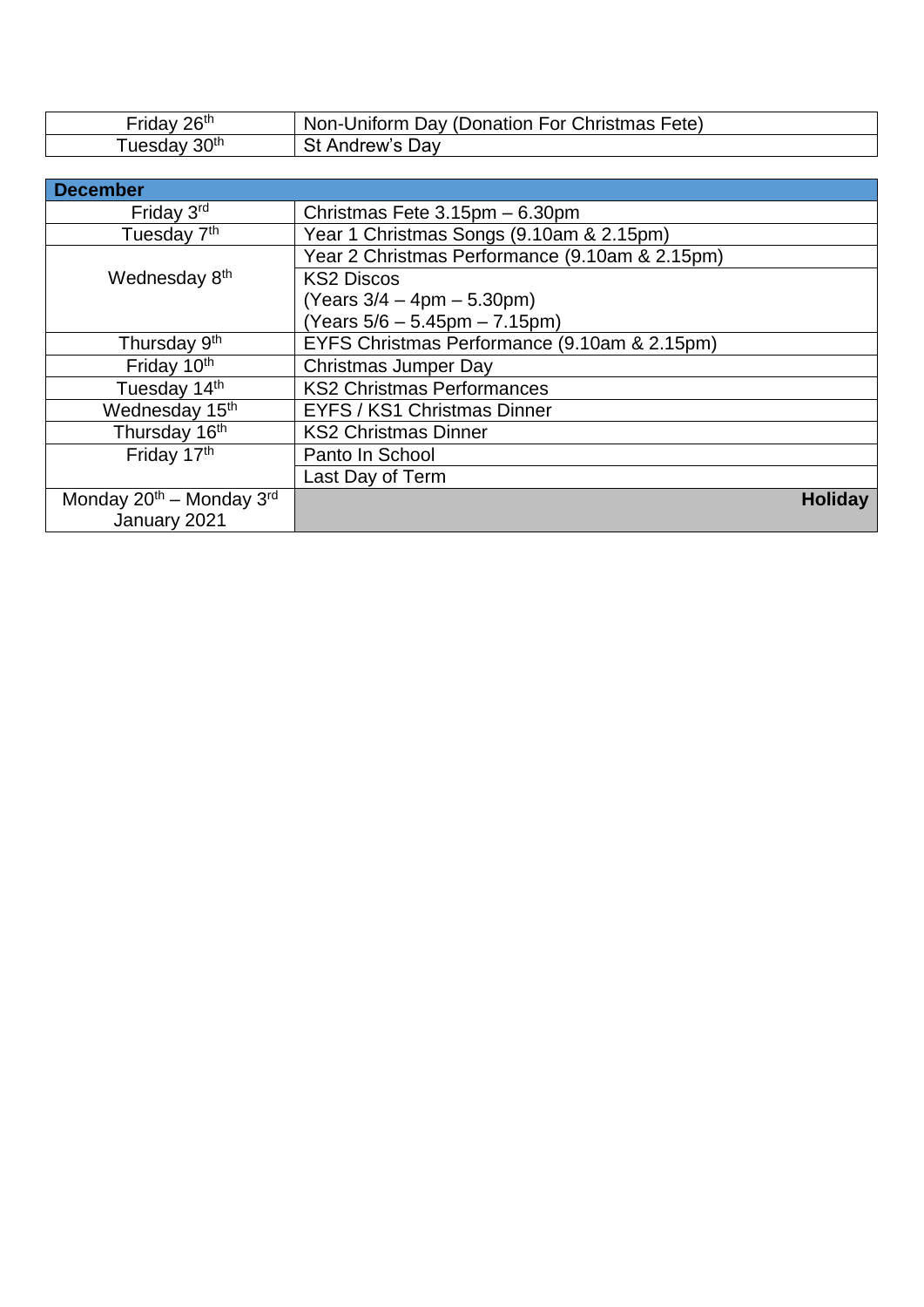| | |
|---|---|
| Friday 26th | Non-Uniform Day (Donation For Christmas Fete) |
| Tuesday 30th | St Andrew's Day |

| December | |
|---|---|
| Friday 3rd | Christmas Fete 3.15pm – 6.30pm |
| Tuesday 7th | Year 1 Christmas Songs (9.10am & 2.15pm) |
| Wednesday 8th | Year 2 Christmas Performance (9.10am & 2.15pm) |
| | KS2 Discos (Years 3/4 – 4pm – 5.30pm) (Years 5/6 – 5.45pm – 7.15pm) |
| Thursday 9th | EYFS Christmas Performance (9.10am & 2.15pm) |
| Friday 10th | Christmas Jumper Day |
| Tuesday 14th | KS2 Christmas Performances |
| Wednesday 15th | EYFS / KS1 Christmas Dinner |
| Thursday 16th | KS2 Christmas Dinner |
| Friday 17th | Panto In School |
| | Last Day of Term |
| Monday 20th – Monday 3rd January 2021 | **Holiday** |